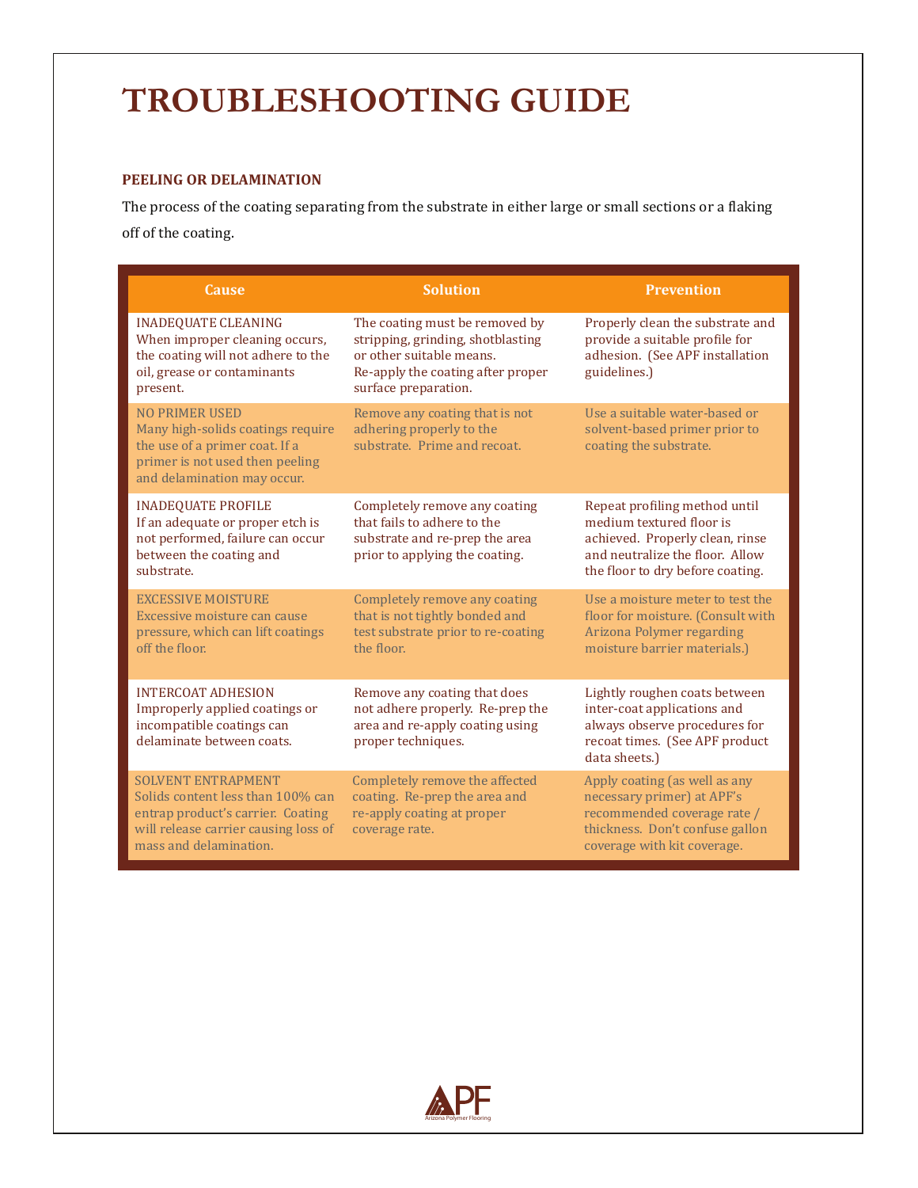# TROUBLESHOOTING GUIDE

### PEELING OR DELAMINATION

The process of the coating separating from the substrate in either large or small sections or a flaking off of the coating.

| Cause | Solution | Prevention |
|---|---|---|
| INADEQUATE CLEANING<br>When improper cleaning occurs, the coating will not adhere to the oil, grease or contaminants present. | The coating must be removed by stripping, grinding, shotblasting or other suitable means.<br>Re-apply the coating after proper surface preparation. | Properly clean the substrate and provide a suitable profile for adhesion. (See APF installation guidelines.) |
| NO PRIMER USED<br>Many high-solids coatings require the use of a primer coat. If a primer is not used then peeling and delamination may occur. | Remove any coating that is not adhering properly to the substrate. Prime and recoat. | Use a suitable water-based or solvent-based primer prior to coating the substrate. |
| INADEQUATE PROFILE<br>If an adequate or proper etch is not performed, failure can occur between the coating and substrate. | Completely remove any coating that fails to adhere to the substrate and re-prep the area prior to applying the coating. | Repeat profiling method until medium textured floor is achieved. Properly clean, rinse and neutralize the floor. Allow the floor to dry before coating. |
| EXCESSIVE MOISTURE<br>Excessive moisture can cause pressure, which can lift coatings off the floor. | Completely remove any coating that is not tightly bonded and test substrate prior to re-coating the floor. | Use a moisture meter to test the floor for moisture. (Consult with Arizona Polymer regarding moisture barrier materials.) |
| INTERCOAT ADHESION<br>Improperly applied coatings or incompatible coatings can delaminate between coats. | Remove any coating that does not adhere properly. Re-prep the area and re-apply coating using proper techniques. | Lightly roughen coats between inter-coat applications and always observe procedures for recoat times. (See APF product data sheets.) |
| SOLVENT ENTRAPMENT<br>Solids content less than 100% can entrap product's carrier. Coating will release carrier causing loss of mass and delamination. | Completely remove the affected coating. Re-prep the area and re-apply coating at proper coverage rate. | Apply coating (as well as any necessary primer) at APF's recommended coverage rate / thickness. Don't confuse gallon coverage with kit coverage. |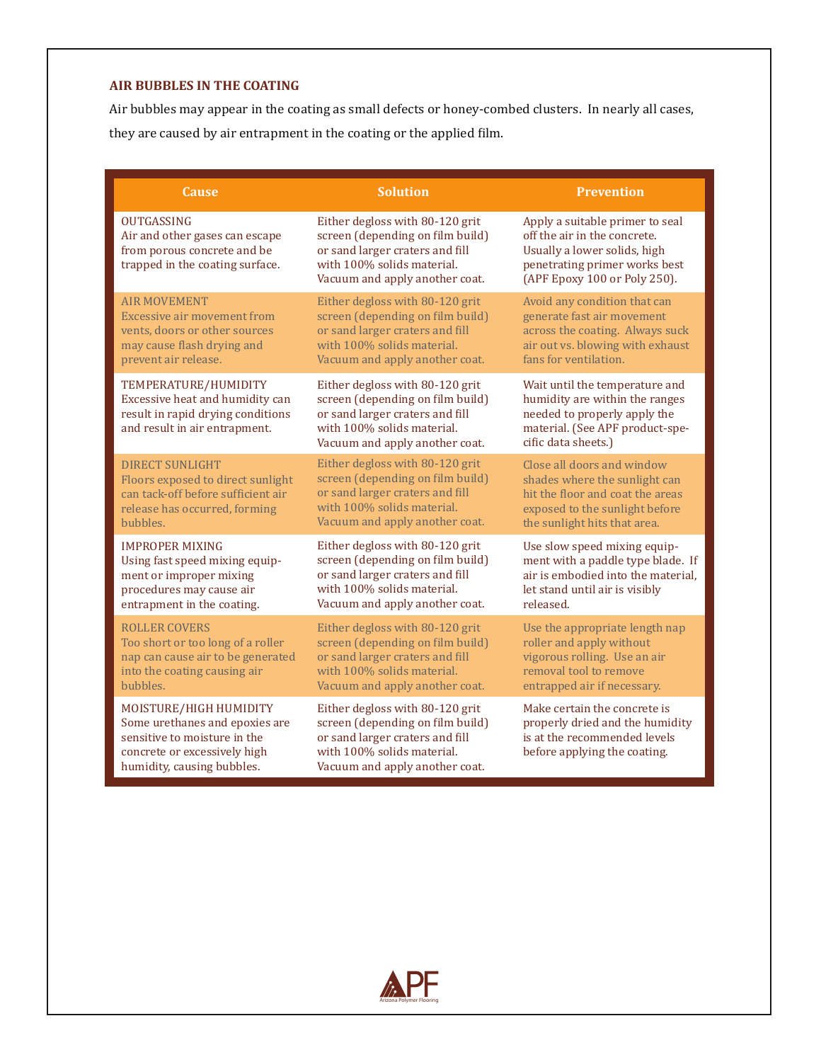## AIR BUBBLES IN THE COATING

Air bubbles may appear in the coating as small defects or honey-combed clusters. In nearly all cases, they are caused by air entrapment in the coating or the applied film.

| Cause | Solution | Prevention |
|---|---|---|
| OUTGASSING<br>Air and other gases can escape from porous concrete and be trapped in the coating surface. | Either degloss with 80-120 grit screen (depending on film build) or sand larger craters and fill with 100% solids material. Vacuum and apply another coat. | Apply a suitable primer to seal off the air in the concrete. Usually a lower solids, high penetrating primer works best (APF Epoxy 100 or Poly 250). |
| AIR MOVEMENT<br>Excessive air movement from vents, doors or other sources may cause flash drying and prevent air release. | Either degloss with 80-120 grit screen (depending on film build) or sand larger craters and fill with 100% solids material. Vacuum and apply another coat. | Avoid any condition that can generate fast air movement across the coating. Always suck air out vs. blowing with exhaust fans for ventilation. |
| TEMPERATURE/HUMIDITY<br>Excessive heat and humidity can result in rapid drying conditions and result in air entrapment. | Either degloss with 80-120 grit screen (depending on film build) or sand larger craters and fill with 100% solids material. Vacuum and apply another coat. | Wait until the temperature and humidity are within the ranges needed to properly apply the material. (See APF product-specific data sheets.) |
| DIRECT SUNLIGHT<br>Floors exposed to direct sunlight can tack-off before sufficient air release has occurred, forming bubbles. | Either degloss with 80-120 grit screen (depending on film build) or sand larger craters and fill with 100% solids material. Vacuum and apply another coat. | Close all doors and window shades where the sunlight can hit the floor and coat the areas exposed to the sunlight before the sunlight hits that area. |
| IMPROPER MIXING<br>Using fast speed mixing equipment or improper mixing procedures may cause air entrapment in the coating. | Either degloss with 80-120 grit screen (depending on film build) or sand larger craters and fill with 100% solids material. Vacuum and apply another coat. | Use slow speed mixing equipment with a paddle type blade. If air is embodied into the material, let stand until air is visibly released. |
| ROLLER COVERS<br>Too short or too long of a roller nap can cause air to be generated into the coating causing air bubbles. | Either degloss with 80-120 grit screen (depending on film build) or sand larger craters and fill with 100% solids material. Vacuum and apply another coat. | Use the appropriate length nap roller and apply without vigorous rolling. Use an air removal tool to remove entrapped air if necessary. |
| MOISTURE/HIGH HUMIDITY<br>Some urethanes and epoxies are sensitive to moisture in the concrete or excessively high humidity, causing bubbles. | Either degloss with 80-120 grit screen (depending on film build) or sand larger craters and fill with 100% solids material. Vacuum and apply another coat. | Make certain the concrete is properly dried and the humidity is at the recommended levels before applying the coating. |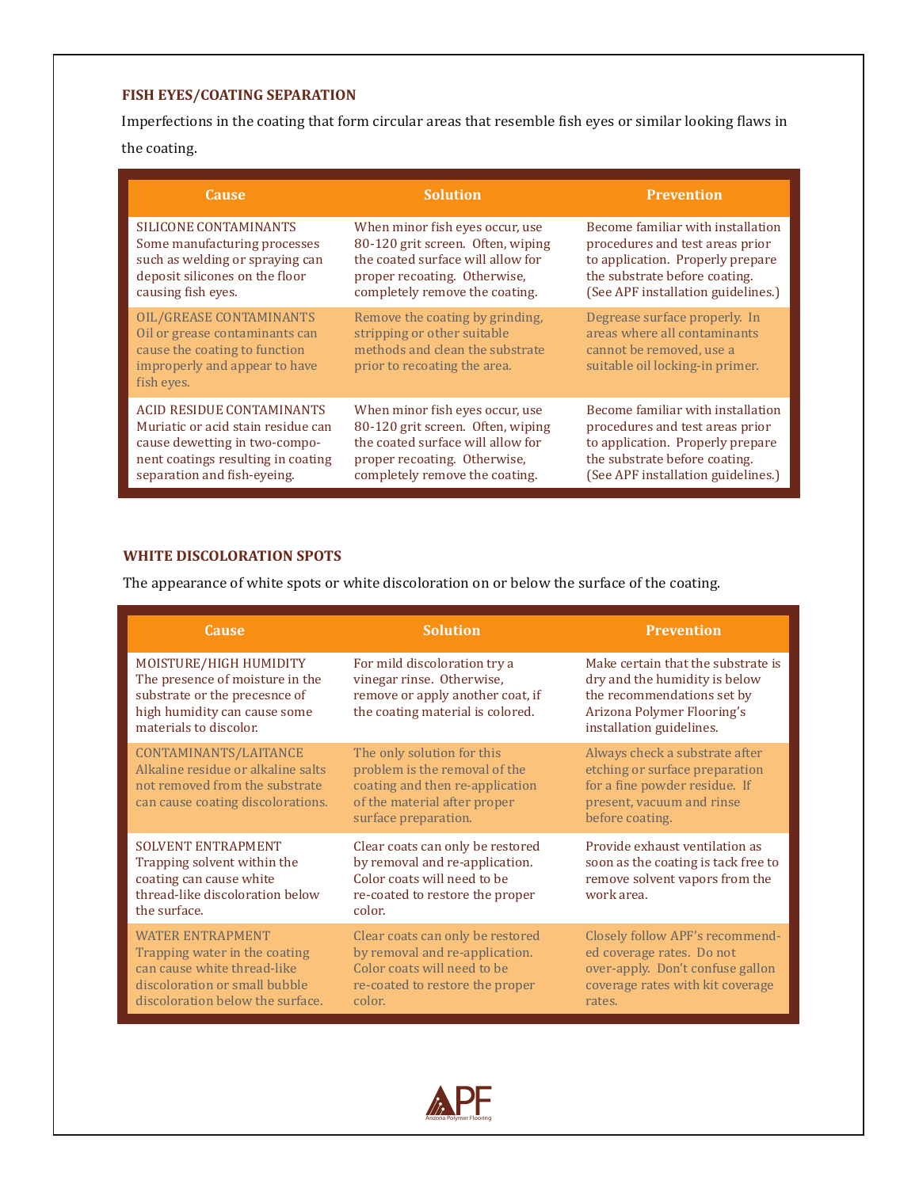## FISH EYES/COATING SEPARATION

Imperfections in the coating that form circular areas that resemble fish eyes or similar looking flaws in the coating.

| Cause | Solution | Prevention |
|---|---|---|
| SILICONE CONTAMINANTS Some manufacturing processes such as welding or spraying can deposit silicones on the floor causing fish eyes. | When minor fish eyes occur, use 80-120 grit screen. Often, wiping the coated surface will allow for proper recoating. Otherwise, completely remove the coating. | Become familiar with installation procedures and test areas prior to application. Properly prepare the substrate before coating. (See APF installation guidelines.) |
| OIL/GREASE CONTAMINANTS Oil or grease contaminants can cause the coating to function improperly and appear to have fish eyes. | Remove the coating by grinding, stripping or other suitable methods and clean the substrate prior to recoating the area. | Degrease surface properly. In areas where all contaminants cannot be removed, use a suitable oil locking-in primer. |
| ACID RESIDUE CONTAMINANTS Muriatic or acid stain residue can cause dewetting in two-component coatings resulting in coating separation and fish-eyeing. | When minor fish eyes occur, use 80-120 grit screen. Often, wiping the coated surface will allow for proper recoating. Otherwise, completely remove the coating. | Become familiar with installation procedures and test areas prior to application. Properly prepare the substrate before coating. (See APF installation guidelines.) |

## WHITE DISCOLORATION SPOTS

The appearance of white spots or white discoloration on or below the surface of the coating.

| Cause | Solution | Prevention |
|---|---|---|
| MOISTURE/HIGH HUMIDITY The presence of moisture in the substrate or the precesnce of high humidity can cause some materials to discolor. | For mild discoloration try a vinegar rinse. Otherwise, remove or apply another coat, if the coating material is colored. | Make certain that the substrate is dry and the humidity is below the recommendations set by Arizona Polymer Flooring's installation guidelines. |
| CONTAMINANTS/LAITANCE Alkaline residue or alkaline salts not removed from the substrate can cause coating discolorations. | The only solution for this problem is the removal of the coating and then re-application of the material after proper surface preparation. | Always check a substrate after etching or surface preparation for a fine powder residue. If present, vacuum and rinse before coating. |
| SOLVENT ENTRAPMENT Trapping solvent within the coating can cause white thread-like discoloration below the surface. | Clear coats can only be restored by removal and re-application. Color coats will need to be re-coated to restore the proper color. | Provide exhaust ventilation as soon as the coating is tack free to remove solvent vapors from the work area. |
| WATER ENTRAPMENT Trapping water in the coating can cause white thread-like discoloration or small bubble discoloration below the surface. | Clear coats can only be restored by removal and re-application. Color coats will need to be re-coated to restore the proper color. | Closely follow APF's recommended coverage rates. Do not over-apply. Don't confuse gallon coverage rates with kit coverage rates. |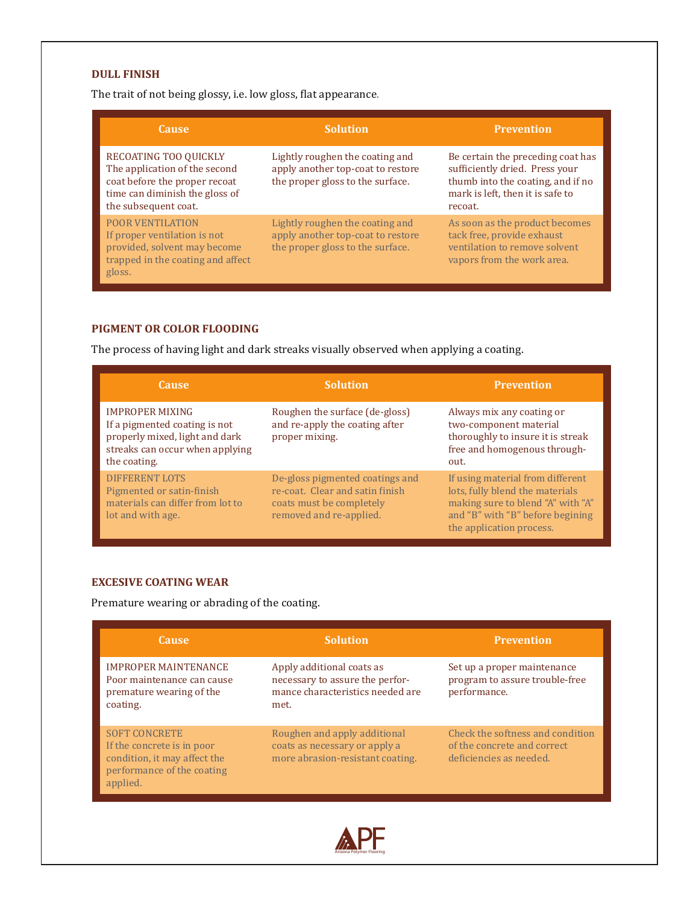### DULL FINISH

The trait of not being glossy, i.e. low gloss, flat appearance.

| Cause | Solution | Prevention |
|---|---|---|
| RECOATING TOO QUICKLY<br>The application of the second coat before the proper recoat time can diminish the gloss of the subsequent coat. | Lightly roughen the coating and apply another top-coat to restore the proper gloss to the surface. | Be certain the preceding coat has sufficiently dried. Press your thumb into the coating, and if no mark is left, then it is safe to recoat. |
| POOR VENTILATION<br>If proper ventilation is not provided, solvent may become trapped in the coating and affect gloss. | Lightly roughen the coating and apply another top-coat to restore the proper gloss to the surface. | As soon as the product becomes tack free, provide exhaust ventilation to remove solvent vapors from the work area. |

### PIGMENT OR COLOR FLOODING

The process of having light and dark streaks visually observed when applying a coating.

| Cause | Solution | Prevention |
|---|---|---|
| IMPROPER MIXING<br>If a pigmented coating is not properly mixed, light and dark streaks can occur when applying the coating. | Roughen the surface (de-gloss) and re-apply the coating after proper mixing. | Always mix any coating or two-component material thoroughly to insure it is streak free and homogenous through-out. |
| DIFFERENT LOTS<br>Pigmented or satin-finish materials can differ from lot to lot and with age. | De-gloss pigmented coatings and re-coat. Clear and satin finish coats must be completely removed and re-applied. | If using material from different lots, fully blend the materials making sure to blend "A" with "A" and "B" with "B" before begining the application process. |

### EXCESIVE COATING WEAR

Premature wearing or abrading of the coating.

| Cause | Solution | Prevention |
|---|---|---|
| IMPROPER MAINTENANCE<br>Poor maintenance can cause premature wearing of the coating. | Apply additional coats as necessary to assure the performance characteristics needed are met. | Set up a proper maintenance program to assure trouble-free performance. |
| SOFT CONCRETE<br>If the concrete is in poor condition, it may affect the performance of the coating applied. | Roughen and apply additional coats as necessary or apply a more abrasion-resistant coating. | Check the softness and condition of the concrete and correct deficiencies as needed. |

APF
Arizona Polymer Flooring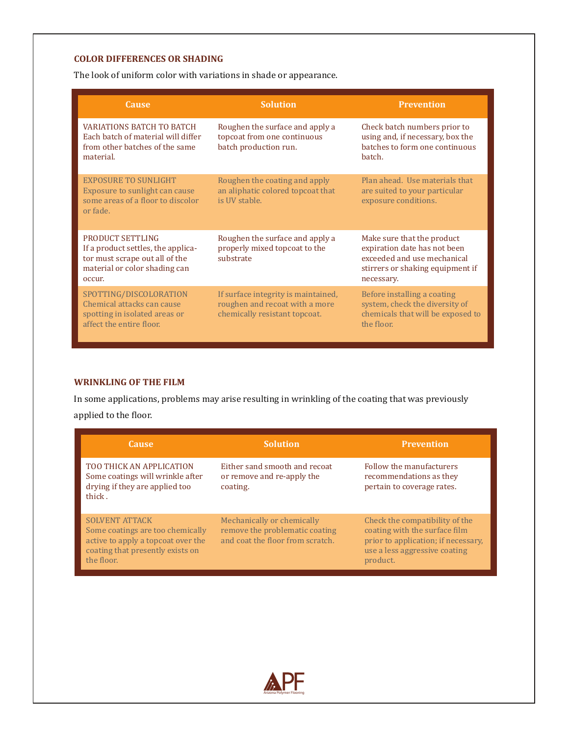### COLOR DIFFERENCES OR SHADING

The look of uniform color with variations in shade or appearance.

| Cause | Solution | Prevention |
|---|---|---|
| VARIATIONS BATCH TO BATCH<br>Each batch of material will differ from other batches of the same material. | Roughen the surface and apply a topcoat from one continuous batch production run. | Check batch numbers prior to using and, if necessary, box the batches to form one continuous batch. |
| EXPOSURE TO SUNLIGHT<br>Exposure to sunlight can cause some areas of a floor to discolor or fade. | Roughen the coating and apply an aliphatic colored topcoat that is UV stable. | Plan ahead. Use materials that are suited to your particular exposure conditions. |
| PRODUCT SETTLING<br>If a product settles, the applicator must scrape out all of the material or color shading can occur. | Roughen the surface and apply a properly mixed topcoat to the substrate | Make sure that the product expiration date has not been exceeded and use mechanical stirrers or shaking equipment if necessary. |
| SPOTTING/DISCOLORATION<br>Chemical attacks can cause spotting in isolated areas or affect the entire floor. | If surface integrity is maintained, roughen and recoat with a more chemically resistant topcoat. | Before installing a coating system, check the diversity of chemicals that will be exposed to the floor. |

### WRINKLING OF THE FILM

In some applications, problems may arise resulting in wrinkling of the coating that was previously applied to the floor.

| Cause | Solution | Prevention |
|---|---|---|
| TOO THICK AN APPLICATION<br>Some coatings will wrinkle after drying if they are applied too thick . | Either sand smooth and recoat or remove and re-apply the coating. | Follow the manufacturers recommendations as they pertain to coverage rates. |
| SOLVENT ATTACK<br>Some coatings are too chemically active to apply a topcoat over the coating that presently exists on the floor. | Mechanically or chemically remove the problematic coating and coat the floor from scratch. | Check the compatibility of the coating with the surface film prior to application; if necessary, use a less aggressive coating product. |

APF
Arizona Polymer Flooring